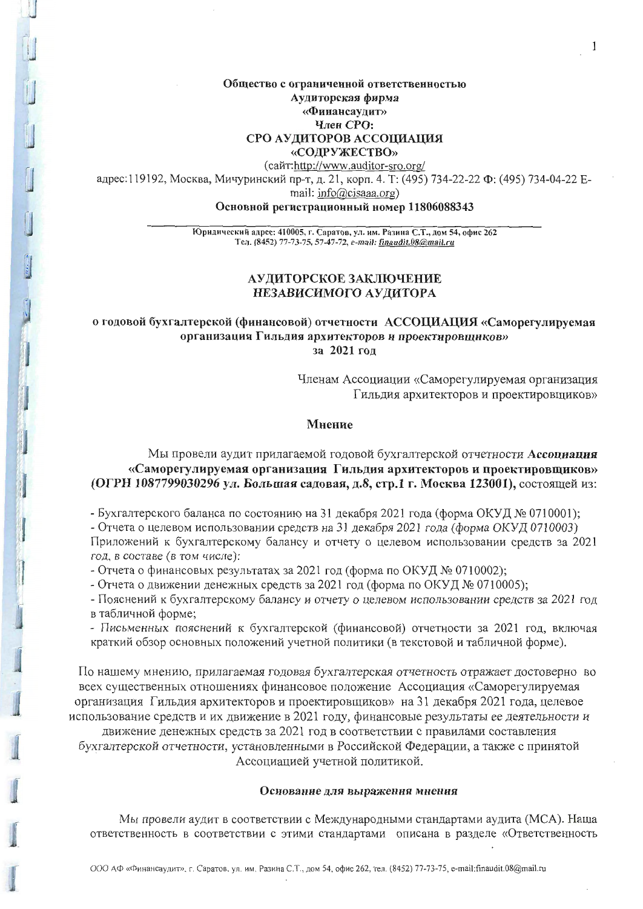**Общество с ограниченной ответственностью**
**Аудиторская фирма**
**«Финансаудит»**
***Член СРО:***
**СРО АУДИТОРОВ АССОЦИАЦИЯ**
**«СОДРУЖЕСТВО»**

(сайт:http://www.auditor-sro.org/
адрес:119192, Москва, Мичуринский пр-т, д. 21, корп. 4. Т: (495) 734-22-22 Ф: (495) 734-04-22 E-mail: info@cisaaa.org)

**Основной регистрационный номер 11806088343**

**Юридический адрес: 410005, г. Саратов, ул. им. Разина С.Т., дом 54, офис 262**
**Тел. (8452) 77-73-75, 57-47-72, *e-mail: finaudit.08@mail.ru***

# АУДИТОРСКОЕ ЗАКЛЮЧЕНИЕ НЕЗАВИСИМОГО АУДИТОРА

## о годовой бухгалтерской (финансовой) отчетности АССОЦИАЦИЯ «Саморегулируемая организация Гильдия архитекторов и проектировщиков» за 2021 год

Членам Ассоциации «Саморегулируемая организация Гильдия архитекторов и проектировщиков»

### Мнение

Мы провели аудит прилагаемой годовой бухгалтерской отчетности ***Ассоциация* «Саморегулируемая организация Гильдия архитекторов и проектировщиков» (ОГРН 1087799030296 *ул. Большая садовая, д.8, стр.1 г. Москва 123001*),** состоящей из:

- Бухгалтерского баланса по состоянию на 31 декабря 2021 года (форма ОКУД № 0710001);
- Отчета о целевом использовании средств на 31 *декабря 2021 года (форма ОКУД 0710003)*

Приложений к бухгалтерскому балансу и отчету о целевом использовании средств за 2021 *год, в составе (в том числе):*

- Отчета о финансовых результатах за 2021 год (форма по ОКУД № 0710002);
- Отчета о движении денежных средств за 2021 год (форма по ОКУД № 0710005);
- Пояснений к бухгалтерскому балансу *и отчету о целевом использовании средств за 2021* год в табличной форме;
- *Письменных пояснений* к бухгалтерской (финансовой) отчетности за 2021 год, включая краткий обзор основных положений учетной политики (в текстовой и табличной форме).

По нашему мнению, прилагаемая *годовая бухгалтерская отчетность* отражает достоверно во всех существенных отношениях финансовое положение Ассоциация «Саморегулируемая организация Гильдия архитекторов и проектировщиков» на 31 декабря 2021 года, целевое использование средств и их движение в 2021 году, финансовые результаты *ее деятельности* и движение денежных средств за 2021 год в соответствии с правилами составления *бухгалтерской отчетности*, установленными в Российской Федерации, а также с принятой Ассоциацией учетной политикой.

### *Основание для выражения мнения*

*Мы провели* аудит в соответствии с Международными стандартами аудита (МСА). Наша ответственность в соответствии с этими стандартами описана в разделе «Ответственность

ООО АФ «Финансаудит», г. Саратов, ул. им. Разина С.Т., дом 54, офис 262, тел. (8452) 77-73-75, e-mail:finaudit.08@mail.ru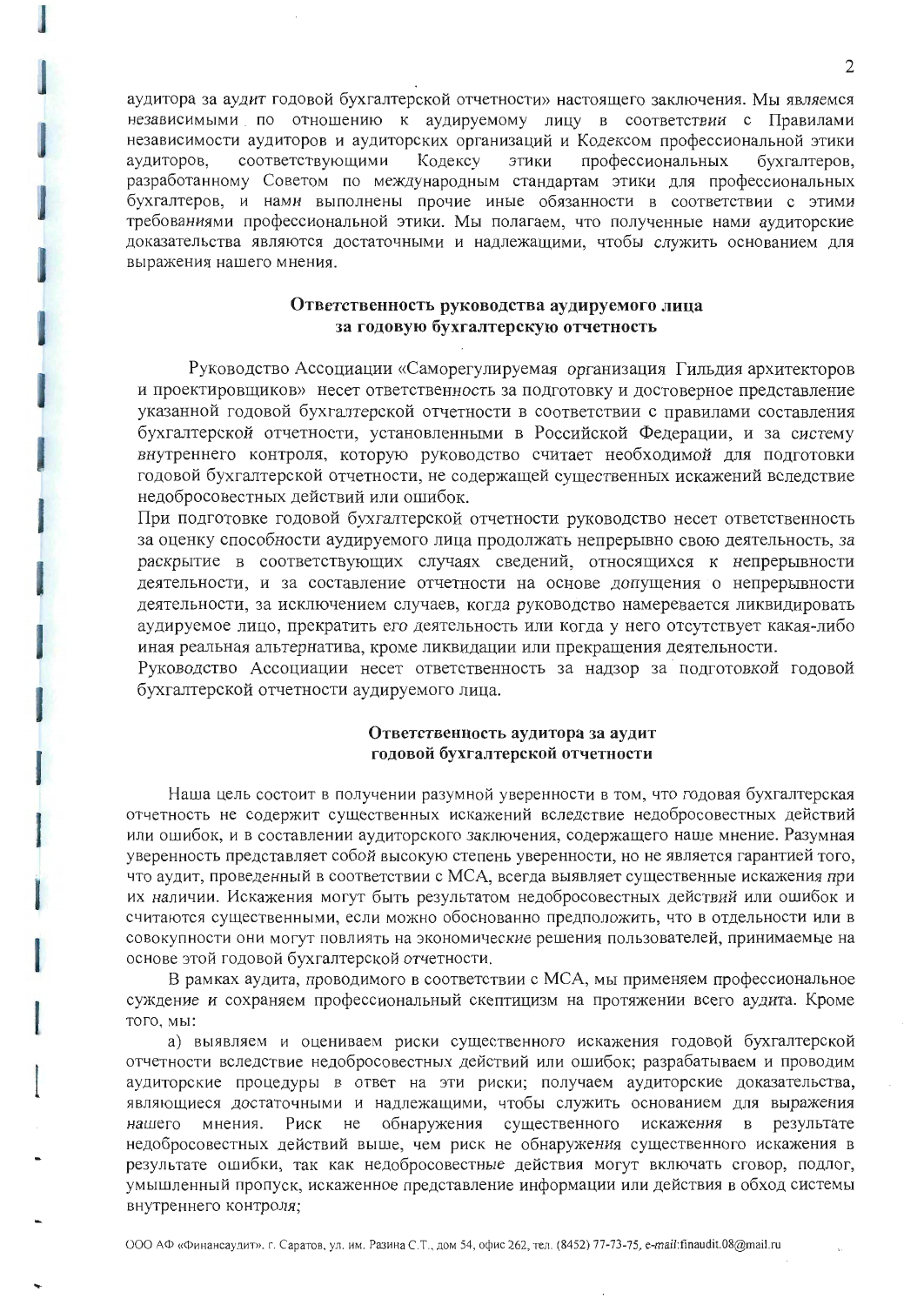аудитора за аудит годовой бухгалтерской отчетности» настоящего заключения. Мы являемся независимыми по отношению к аудируемому лицу в соответствии с Правилами независимости аудиторов и аудиторских организаций и Кодексом профессиональной этики аудиторов, соответствующими Кодексу этики профессиональных бухгалтеров, разработанному Советом по международным стандартам этики для профессиональных бухгалтеров, и нами выполнены прочие иные обязанности в соответствии с этими требованиями профессиональной этики. Мы полагаем, что полученные нами аудиторские доказательства являются достаточными и надлежащими, чтобы служить основанием для выражения нашего мнения.

## Ответственность руководства аудируемого лица за годовую бухгалтерскую отчетность

Руководство Ассоциации «Саморегулируемая организация Гильдия архитекторов и проектировщиков» несет ответственность за подготовку и достоверное представление указанной годовой бухгалтерской отчетности в соответствии с правилами составления бухгалтерской отчетности, установленными в Российской Федерации, и за систему внутреннего контроля, которую руководство считает необходимой для подготовки годовой бухгалтерской отчетности, не содержащей существенных искажений вследствие недобросовестных действий или ошибок.

При подготовке годовой бухгалтерской отчетности руководство несет ответственность за оценку способности аудируемого лица продолжать непрерывно свою деятельность, за раскрытие в соответствующих случаях сведений, относящихся к непрерывности деятельности, и за составление отчетности на основе допущения о непрерывности деятельности, за исключением случаев, когда руководство намеревается ликвидировать аудируемое лицо, прекратить его деятельность или когда у него отсутствует какая-либо иная реальная альтернатива, кроме ликвидации или прекращения деятельности.

Руководство Ассоциации несет ответственность за надзор за подготовкой годовой бухгалтерской отчетности аудируемого лица.

## Ответственность аудитора за аудит годовой бухгалтерской отчетности

Наша цель состоит в получении разумной уверенности в том, что годовая бухгалтерская отчетность не содержит существенных искажений вследствие недобросовестных действий или ошибок, и в составлении аудиторского заключения, содержащего наше мнение. Разумная уверенность представляет собой высокую степень уверенности, но не является гарантией того, что аудит, проведенный в соответствии с МСА, всегда выявляет существенные искажения при их наличии. Искажения могут быть результатом недобросовестных действий или ошибок и считаются существенными, если можно обоснованно предположить, что в отдельности или в совокупности они могут повлиять на экономические решения пользователей, принимаемые на основе этой годовой бухгалтерской отчетности.

В рамках аудита, проводимого в соответствии с МСА, мы применяем профессиональное суждение и сохраняем профессиональный скептицизм на протяжении всего аудита. Кроме того, мы:

а) выявляем и оцениваем риски существенного искажения годовой бухгалтерской отчетности вследствие недобросовестных действий или ошибок; разрабатываем и проводим аудиторские процедуры в ответ на эти риски; получаем аудиторские доказательства, являющиеся достаточными и надлежащими, чтобы служить основанием для выражения нашего мнения. Риск не обнаружения существенного искажения в результате недобросовестных действий выше, чем риск не обнаружения существенного искажения в результате ошибки, так как недобросовестные действия могут включать сговор, подлог, умышленный пропуск, искаженное представление информации или действия в обход системы внутреннего контроля;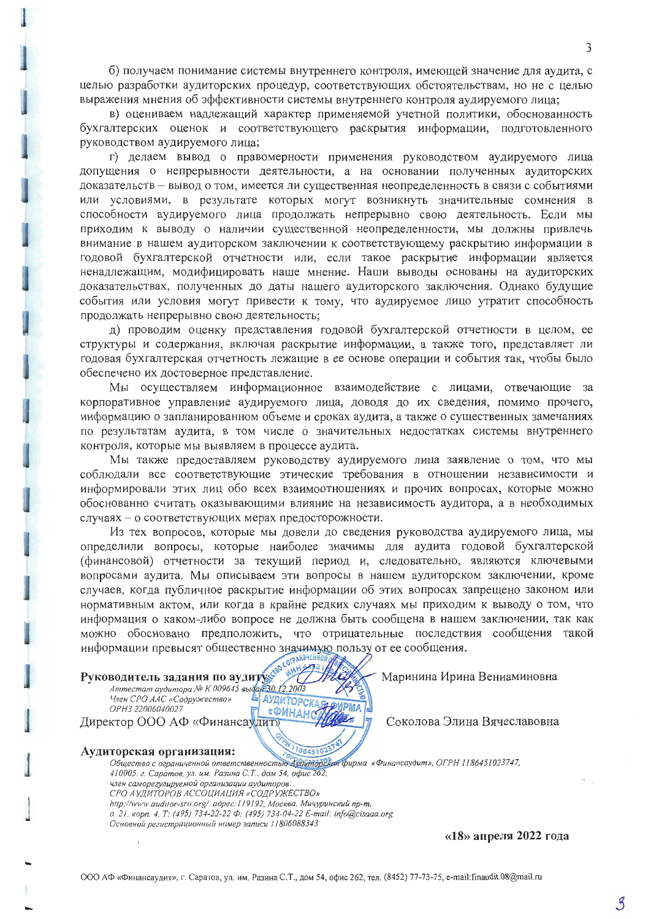б) получаем понимание системы внутреннего контроля, имеющей значение для аудита, с целью разработки аудиторских процедур, соответствующих обстоятельствам, но не с целью выражения мнения об эффективности системы внутреннего контроля аудируемого лица;

в) оцениваем надлежащий характер применяемой учетной политики, обоснованность бухгалтерских оценок и соответствующего раскрытия информации, подготовленного руководством аудируемого лица;

г) делаем вывод о правомерности применения руководством аудируемого лица допущения о непрерывности деятельности, а на основании полученных аудиторских доказательств – вывод о том, имеется ли существенная неопределенность в связи с событиями или условиями, в результате которых могут возникнуть значительные сомнения в способности аудируемого лица продолжать непрерывно свою деятельность. Если мы приходим к выводу о наличии существенной неопределенности, мы должны привлечь внимание в нашем аудиторском заключении к соответствующему раскрытию информации в годовой бухгалтерской отчетности или, если такое раскрытие информации является ненадлежащим, модифицировать наше мнение. Наши выводы основаны на аудиторских доказательствах, полученных до даты нашего аудиторского заключения. Однако будущие события или условия могут привести к тому, что аудируемое лицо утратит способность продолжать непрерывно свою деятельность;

д) проводим оценку представления годовой бухгалтерской отчетности в целом, ее структуры и содержания, включая раскрытие информации, а также того, представляет ли годовая бухгалтерская отчетность лежащие в ее основе операции и события так, чтобы было обеспечено их достоверное представление.

Мы осуществляем информационное взаимодействие с лицами, отвечающие за корпоративное управление аудируемого лица, доводя до их сведения, помимо прочего, информацию о запланированном объеме и сроках аудита, а также о существенных замечаниях по результатам аудита, в том числе о значительных недостатках системы внутреннего контроля, которые мы выявляем в процессе аудита.

Мы также предоставляем руководству аудируемого лица заявление о том, что мы соблюдали все соответствующие этические требования в отношении независимости и информировали этих лиц обо всех взаимоотношениях и прочих вопросах, которые можно обоснованно считать оказывающими влияние на независимость аудитора, а в необходимых случаях – о соответствующих мерах предосторожности.

Из тех вопросов, которые мы довели до сведения руководства аудируемого лица, мы определили вопросы, которые наиболее значимы для аудита годовой бухгалтерской (финансовой) отчетности за текущий период и, следовательно, являются ключевыми вопросами аудита. Мы описываем эти вопросы в нашем аудиторском заключении, кроме случаев, когда публичное раскрытие информации об этих вопросах запрещено законом или нормативным актом, или когда в крайне редких случаях мы приходим к выводу о том, что информация о каком-либо вопросе не должна быть сообщена в нашем заключении, так как можно обоснованно предположить, что отрицательные последствия сообщения такой информации превысят общественно значимую пользу от ее сообщения.

**Руководитель задания по аудиту** — Маринина Ирина Вениаминовна

*Аттестат аудитора № К 009645 выдан 30.12.2003*
*Член СРО ААС «Содружество»*
*ОРНЗ 22006040027*

Директор ООО АФ «Финансаудит» — Соколова Элина Вячеславовна

**Аудиторская организация:**

*Общество с ограниченной ответственностью Аудиторская фирма «Финансаудит», ОГРН 1186451023747,*
*410005, г. Саратов, ул. им. Разина С.Т., дом 54, офис 262,*
*член саморегулируемой организации аудиторов:*
*СРО АУДИТОРОВ АССОЦИАЦИЯ «СОДРУЖЕСТВО»*
*http://www.auditor-sro.org/ адрес:119192, Москва, Мичуринский пр-т,*
*д. 21, корп. 4. Т: (495) 734-22-22 Ф: (495) 734-04-22 E-mail: info@cisaaa.org*
*Основной регистрационный номер записи 11806088343*

**«18» апреля 2022 года**